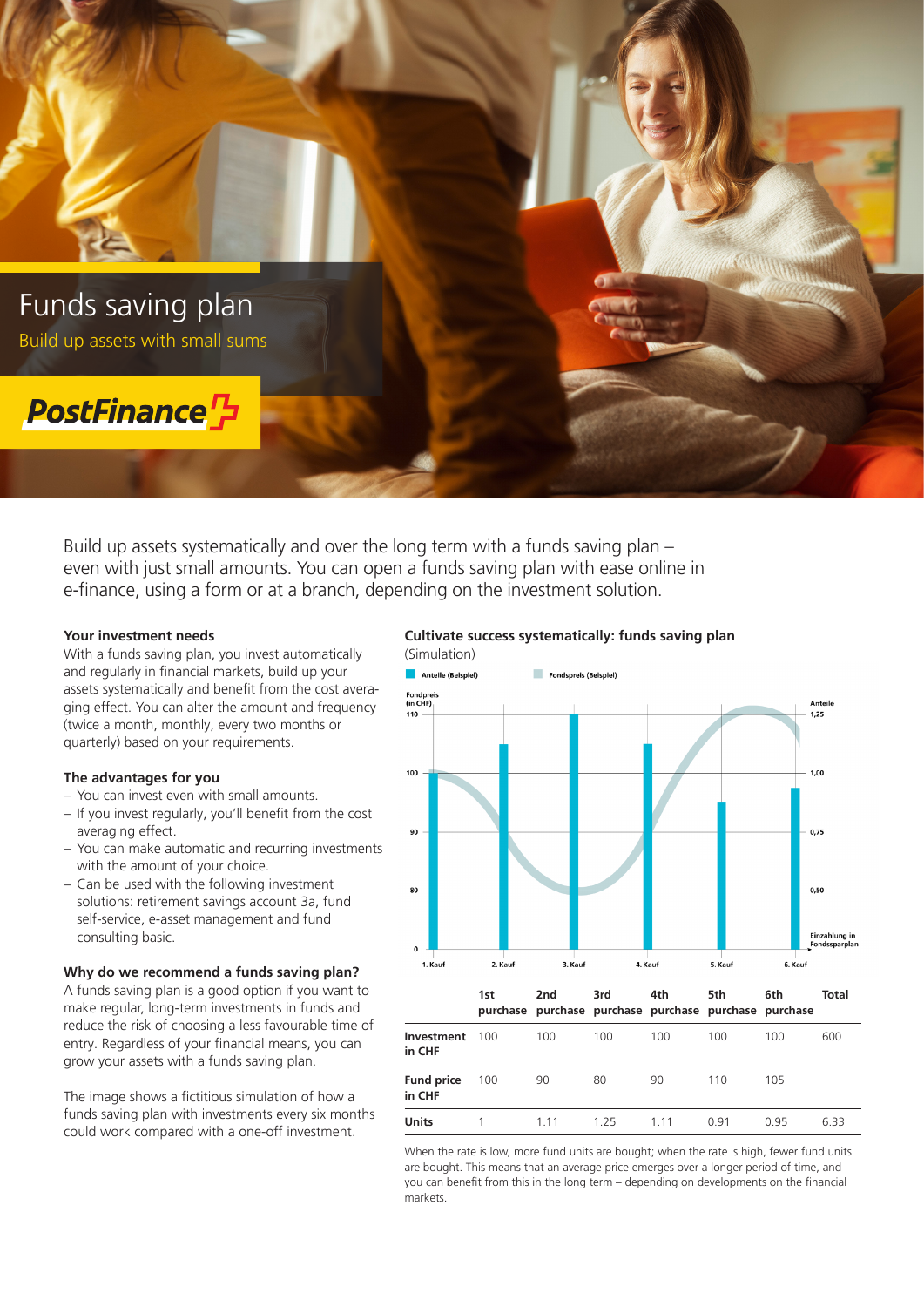# Funds saving plan

Build up assets with small sums

PostFinance

Build up assets systematically and over the long term with a funds saving plan – even with just small amounts. You can open a funds saving plan with ease online in e-finance, using a form or at a branch, depending on the investment solution.

### Your investment needs

With a funds saving plan, you invest automatically and regularly in financial markets, build up your assets systematically and benefit from the cost averaging effect. You can alter the amount and frequency (twice a month, monthly, every two months or quarterly) based on your requirements.

### The advantages for you

- You can invest even with small amounts.
- If you invest regularly, you'll benefit from the cost averaging effect.
- You can make automatic and recurring investments with the amount of your choice.
- Can be used with the following investment solutions: retirement savings account 3a, fund self-service, e-asset management and fund consulting basic.

### Why do we recommend a funds saving plan?

A funds saving plan is a good option if you want to make regular, long-term investments in funds and reduce the risk of choosing a less favourable time of entry. Regardless of your financial means, you can grow your assets with a funds saving plan.

The image shows a fictitious simulation of how a funds saving plan with investments every six months could work compared with a one-off investment.

### Cultivate success systematically: funds saving plan

(Simulation)

|  | 1st purchase | 2nd purchase | 3rd purchase | 4th purchase | 5th purchase | 6th purchase | Total |
|---|---|---|---|---|---|---|---|
| Investment in CHF | 100 | 100 | 100 | 100 | 100 | 100 | 600 |
| Fund price in CHF | 100 | 90 | 80 | 90 | 110 | 105 |  |
| Units | 1 | 1.11 | 1.25 | 1.11 | 0.91 | 0.95 | 6.33 |

When the rate is low, more fund units are bought; when the rate is high, fewer fund units are bought. This means that an average price emerges over a longer period of time, and you can benefit from this in the long term – depending on developments on the financial markets.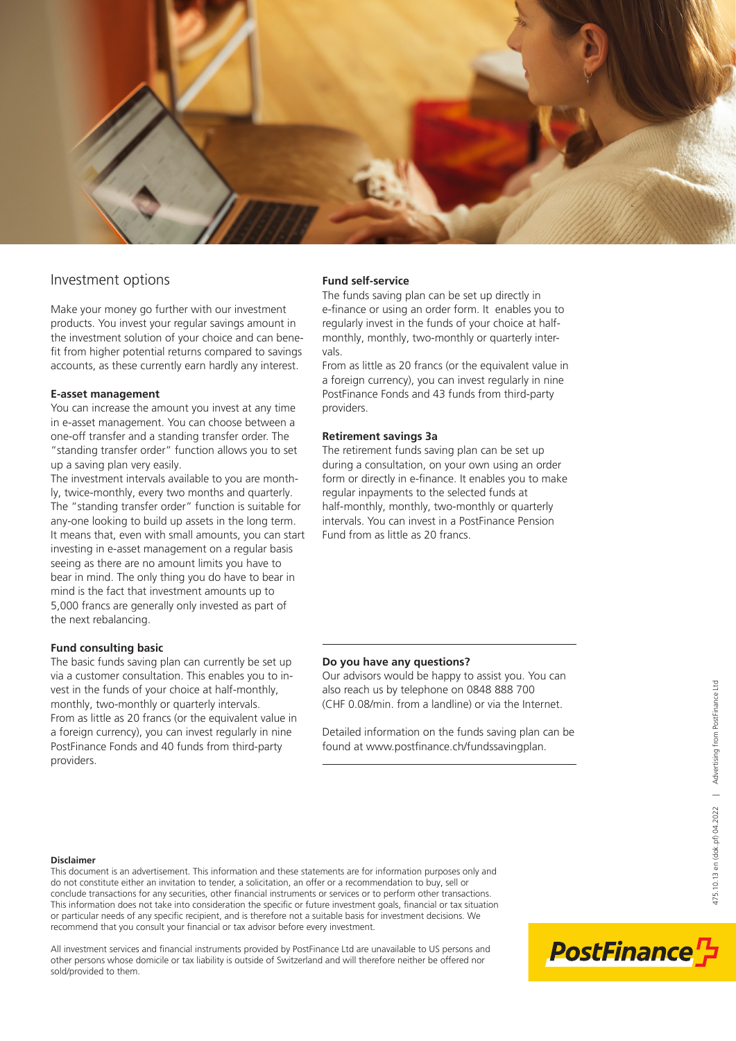## Investment options

Make your money go further with our investment products. You invest your regular savings amount in the investment solution of your choice and can benefit from higher potential returns compared to savings accounts, as these currently earn hardly any interest.

**E-asset management**

You can increase the amount you invest at any time in e-asset management. You can choose between a one-off transfer and a standing transfer order. The "standing transfer order" function allows you to set up a saving plan very easily.

The investment intervals available to you are monthly, twice-monthly, every two months and quarterly. The "standing transfer order" function is suitable for any-one looking to build up assets in the long term. It means that, even with small amounts, you can start investing in e-asset management on a regular basis seeing as there are no amount limits you have to bear in mind. The only thing you do have to bear in mind is the fact that investment amounts up to 5,000 francs are generally only invested as part of the next rebalancing.

**Fund consulting basic**

The basic funds saving plan can currently be set up via a customer consultation. This enables you to invest in the funds of your choice at half-monthly, monthly, two-monthly or quarterly intervals.

From as little as 20 francs (or the equivalent value in a foreign currency), you can invest regularly in nine PostFinance Fonds and 40 funds from third-party providers.

**Fund self-service**

The funds saving plan can be set up directly in e-finance or using an order form. It enables you to regularly invest in the funds of your choice at half-monthly, monthly, two-monthly or quarterly intervals.

From as little as 20 francs (or the equivalent value in a foreign currency), you can invest regularly in nine PostFinance Fonds and 43 funds from third-party providers.

**Retirement savings 3a**

The retirement funds saving plan can be set up during a consultation, on your own using an order form or directly in e-finance. It enables you to make regular inpayments to the selected funds at half-monthly, monthly, two-monthly or quarterly intervals. You can invest in a PostFinance Pension Fund from as little as 20 francs.

**Do you have any questions?**

Our advisors would be happy to assist you. You can also reach us by telephone on 0848 888 700 (CHF 0.08/min. from a landline) or via the Internet.

Detailed information on the funds saving plan can be found at www.postfinance.ch/fundssavingplan.

**Disclaimer**

This document is an advertisement. This information and these statements are for information purposes only and do not constitute either an invitation to tender, a solicitation, an offer or a recommendation to buy, sell or conclude transactions for any securities, other financial instruments or services or to perform other transactions. This information does not take into consideration the specific or future investment goals, financial or tax situation or particular needs of any specific recipient, and is therefore not a suitable basis for investment decisions. We recommend that you consult your financial or tax advisor before every investment.

All investment services and financial instruments provided by PostFinance Ltd are unavailable to US persons and other persons whose domicile or tax liability is outside of Switzerland and will therefore neither be offered nor sold/provided to them.

475.10.13 en (dok.pf) 04.2022 | Advertising from PostFinance Ltd

PostFinance